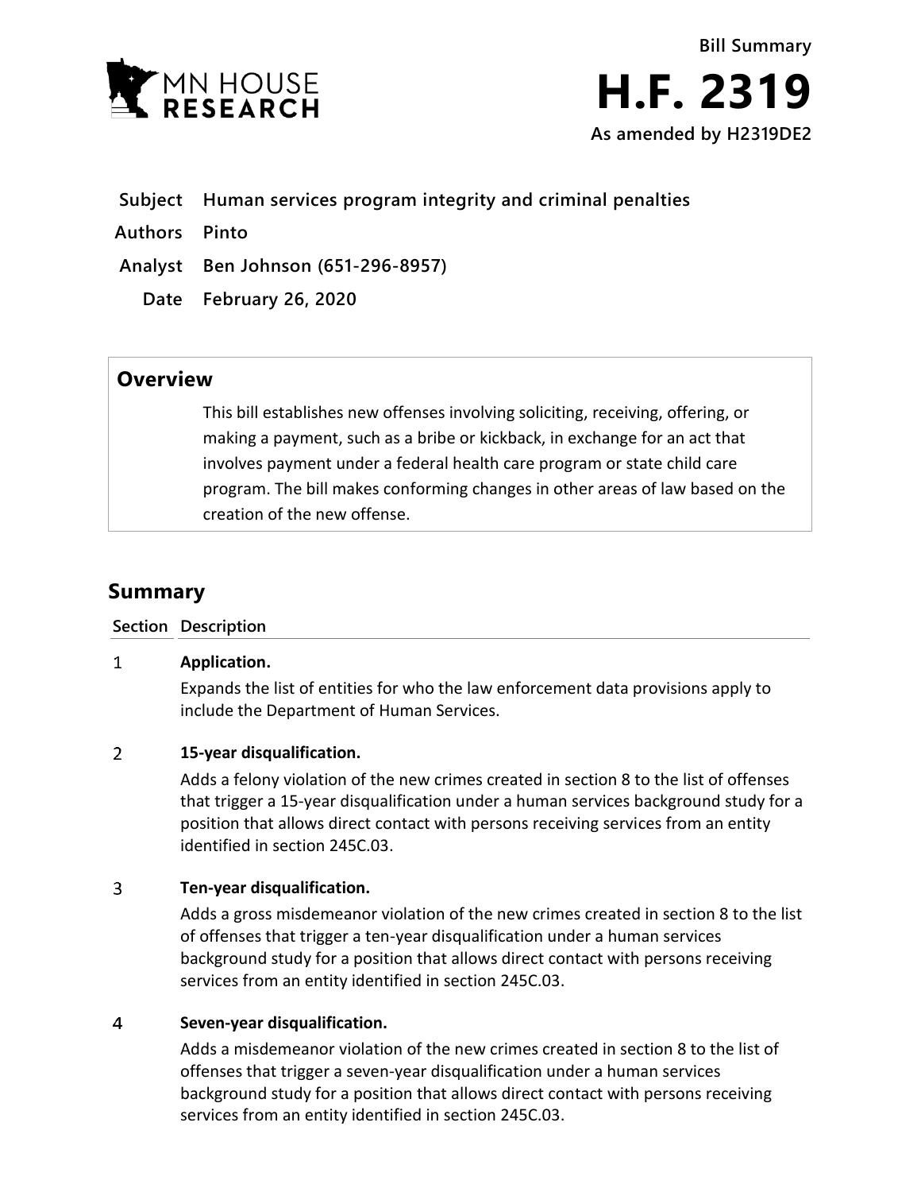MN HOUSE RESEARCH

Bill Summary

# H.F. 2319

As amended by H2319DE2

**Subject** Human services program integrity and criminal penalties

**Authors** Pinto

**Analyst** Ben Johnson (651-296-8957)

**Date** February 26, 2020

## Overview

This bill establishes new offenses involving soliciting, receiving, offering, or making a payment, such as a bribe or kickback, in exchange for an act that involves payment under a federal health care program or state child care program. The bill makes conforming changes in other areas of law based on the creation of the new offense.

## Summary

| Section | Description |
|---|---|
| 1 | **Application.**<br>Expands the list of entities for who the law enforcement data provisions apply to include the Department of Human Services. |
| 2 | **15-year disqualification.**<br>Adds a felony violation of the new crimes created in section 8 to the list of offenses that trigger a 15-year disqualification under a human services background study for a position that allows direct contact with persons receiving services from an entity identified in section 245C.03. |
| 3 | **Ten-year disqualification.**<br>Adds a gross misdemeanor violation of the new crimes created in section 8 to the list of offenses that trigger a ten-year disqualification under a human services background study for a position that allows direct contact with persons receiving services from an entity identified in section 245C.03. |
| 4 | **Seven-year disqualification.**<br>Adds a misdemeanor violation of the new crimes created in section 8 to the list of offenses that trigger a seven-year disqualification under a human services background study for a position that allows direct contact with persons receiving services from an entity identified in section 245C.03. |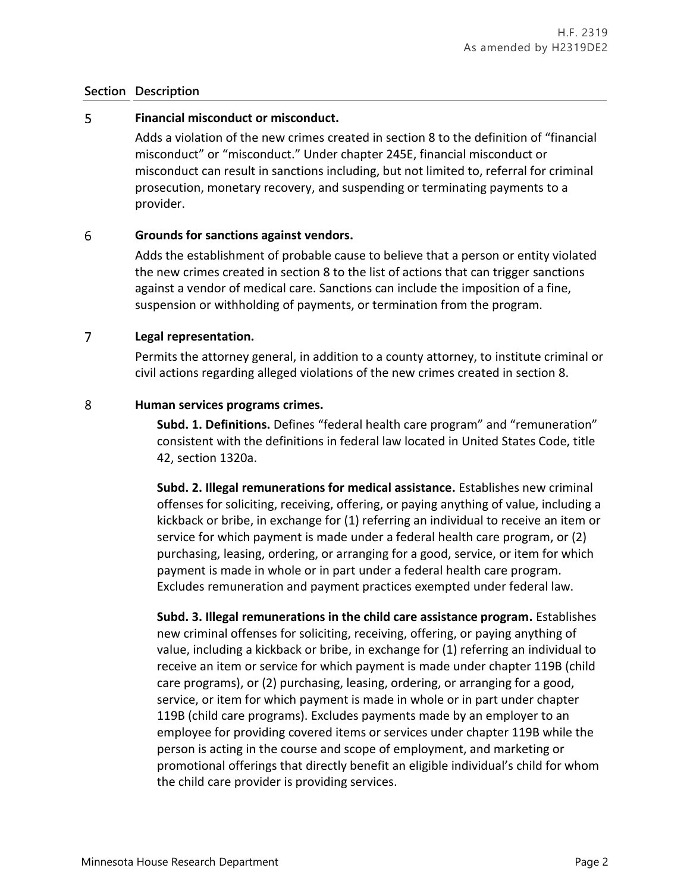| Section | Description |
|---|---|
| 5 | **Financial misconduct or misconduct.** Adds a violation of the new crimes created in section 8 to the definition of "financial misconduct" or "misconduct." Under chapter 245E, financial misconduct or misconduct can result in sanctions including, but not limited to, referral for criminal prosecution, monetary recovery, and suspending or terminating payments to a provider. |
| 6 | **Grounds for sanctions against vendors.** Adds the establishment of probable cause to believe that a person or entity violated the new crimes created in section 8 to the list of actions that can trigger sanctions against a vendor of medical care. Sanctions can include the imposition of a fine, suspension or withholding of payments, or termination from the program. |
| 7 | **Legal representation.** Permits the attorney general, in addition to a county attorney, to institute criminal or civil actions regarding alleged violations of the new crimes created in section 8. |
| 8 | **Human services programs crimes.** |

**Subd. 1. Definitions.** Defines "federal health care program" and "remuneration" consistent with the definitions in federal law located in United States Code, title 42, section 1320a.

**Subd. 2. Illegal remunerations for medical assistance.** Establishes new criminal offenses for soliciting, receiving, offering, or paying anything of value, including a kickback or bribe, in exchange for (1) referring an individual to receive an item or service for which payment is made under a federal health care program, or (2) purchasing, leasing, ordering, or arranging for a good, service, or item for which payment is made in whole or in part under a federal health care program. Excludes remuneration and payment practices exempted under federal law.

**Subd. 3. Illegal remunerations in the child care assistance program.** Establishes new criminal offenses for soliciting, receiving, offering, or paying anything of value, including a kickback or bribe, in exchange for (1) referring an individual to receive an item or service for which payment is made under chapter 119B (child care programs), or (2) purchasing, leasing, ordering, or arranging for a good, service, or item for which payment is made in whole or in part under chapter 119B (child care programs). Excludes payments made by an employer to an employee for providing covered items or services under chapter 119B while the person is acting in the course and scope of employment, and marketing or promotional offerings that directly benefit an eligible individual's child for whom the child care provider is providing services.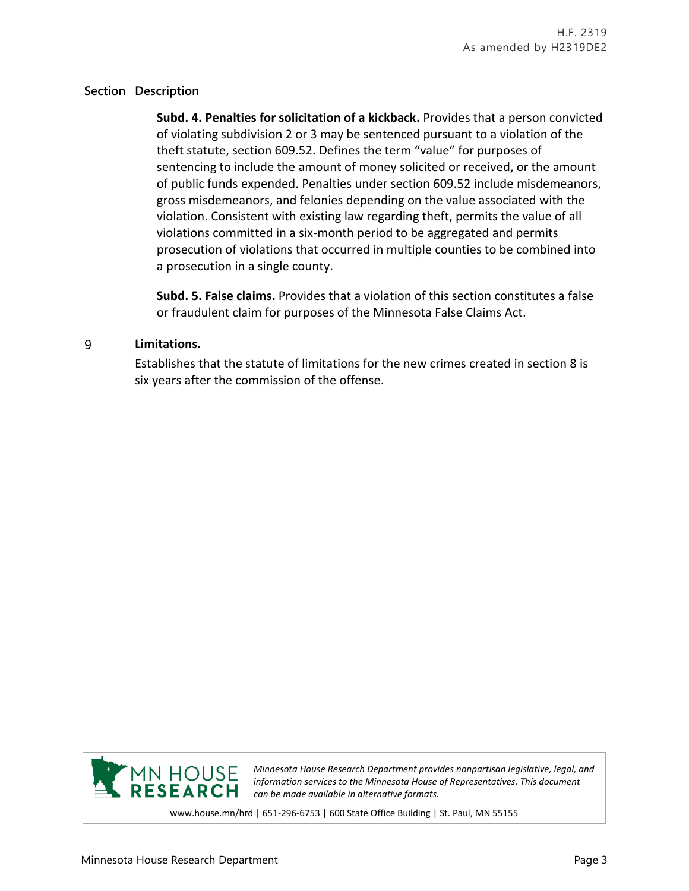| Section | Description |
|---|---|
| | **Subd. 4. Penalties for solicitation of a kickback.** Provides that a person convicted of violating subdivision 2 or 3 may be sentenced pursuant to a violation of the theft statute, section 609.52. Defines the term "value" for purposes of sentencing to include the amount of money solicited or received, or the amount of public funds expended. Penalties under section 609.52 include misdemeanors, gross misdemeanors, and felonies depending on the value associated with the violation. Consistent with existing law regarding theft, permits the value of all violations committed in a six-month period to be aggregated and permits prosecution of violations that occurred in multiple counties to be combined into a prosecution in a single county. **Subd. 5. False claims.** Provides that a violation of this section constitutes a false or fraudulent claim for purposes of the Minnesota False Claims Act. |
| 9 | **Limitations.** Establishes that the statute of limitations for the new crimes created in section 8 is six years after the commission of the offense. |

*Minnesota House Research Department provides nonpartisan legislative, legal, and information services to the Minnesota House of Representatives. This document can be made available in alternative formats.*

www.house.mn/hrd | 651-296-6753 | 600 State Office Building | St. Paul, MN 55155